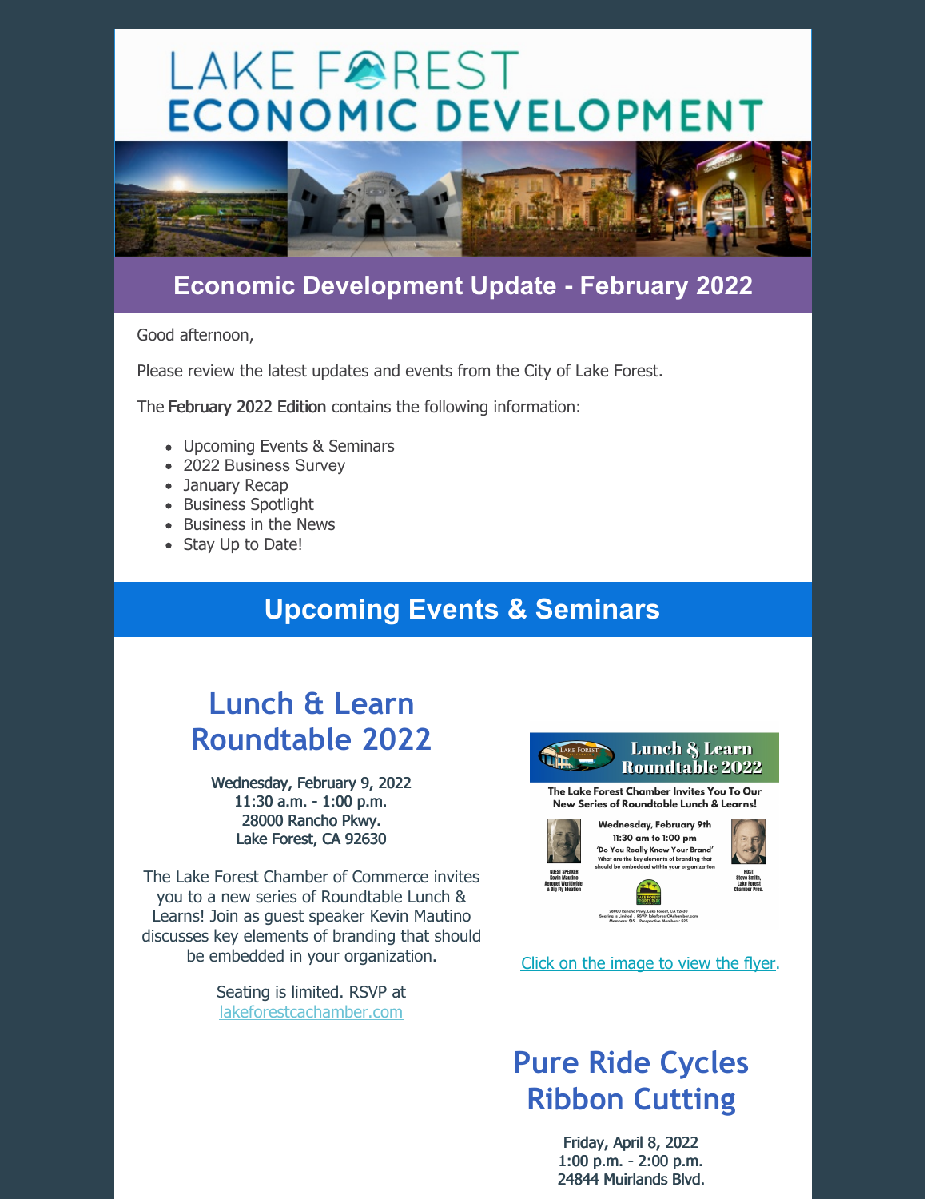# LAKE FOREST ECONOMIC DEVELOPMENT

## Economic Development Update - February 2022

Good afternoon,

Please review the latest updates and events from the City of Lake Forest.

The **February 2022 Edition** contains the following information:

- Upcoming Events & Seminars
- 2022 Business Survey
- January Recap
- Business Spotlight
- Business in the News
- Stay Up to Date!

## Upcoming Events & Seminars

### Lunch & Learn Roundtable 2022

**Wednesday, February 9, 2022**
**11:30 a.m. - 1:00 p.m.**
**28000 Rancho Pkwy.**
**Lake Forest, CA 92630**

The Lake Forest Chamber of Commerce invites you to a new series of Roundtable Lunch & Learns! Join as guest speaker Kevin Mautino discusses key elements of branding that should be embedded in your organization.

Seating is limited. RSVP at lakeforestcachamber.com

Click on the image to view the flyer.

### Pure Ride Cycles Ribbon Cutting

**Friday, April 8, 2022**
**1:00 p.m. - 2:00 p.m.**
**24844 Muirlands Blvd.**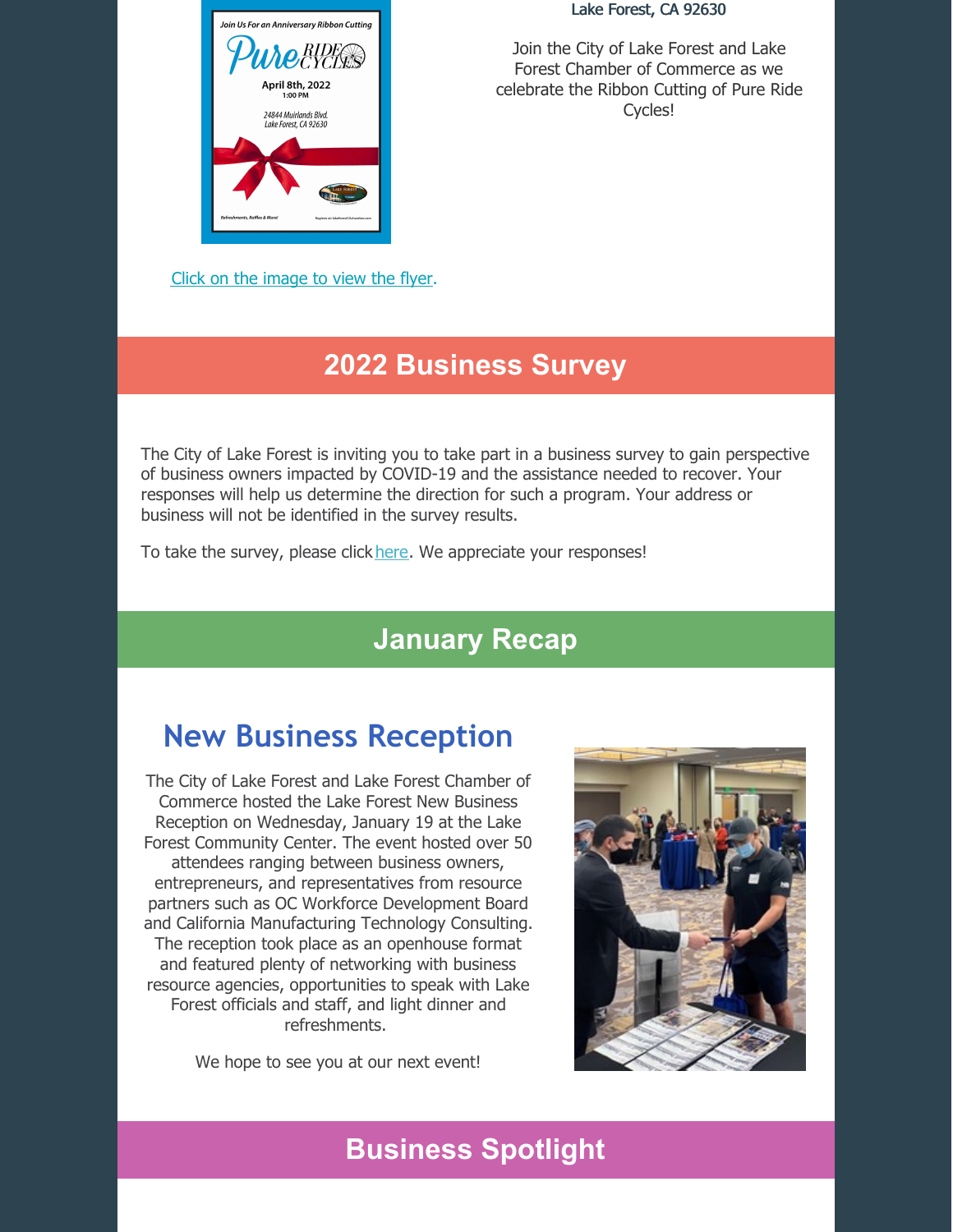**Lake Forest, CA 92630**

Join the City of Lake Forest and Lake Forest Chamber of Commerce as we celebrate the Ribbon Cutting of Pure Ride Cycles!

Click on the image to view the flyer.

## 2022 Business Survey

The City of Lake Forest is inviting you to take part in a business survey to gain perspective of business owners impacted by COVID-19 and the assistance needed to recover. Your responses will help us determine the direction for such a program. Your address or business will not be identified in the survey results.

To take the survey, please click here. We appreciate your responses!

## January Recap

### New Business Reception

The City of Lake Forest and Lake Forest Chamber of Commerce hosted the Lake Forest New Business Reception on Wednesday, January 19 at the Lake Forest Community Center. The event hosted over 50 attendees ranging between business owners, entrepreneurs, and representatives from resource partners such as OC Workforce Development Board and California Manufacturing Technology Consulting. The reception took place as an openhouse format and featured plenty of networking with business resource agencies, opportunities to speak with Lake Forest officials and staff, and light dinner and refreshments.

We hope to see you at our next event!

## Business Spotlight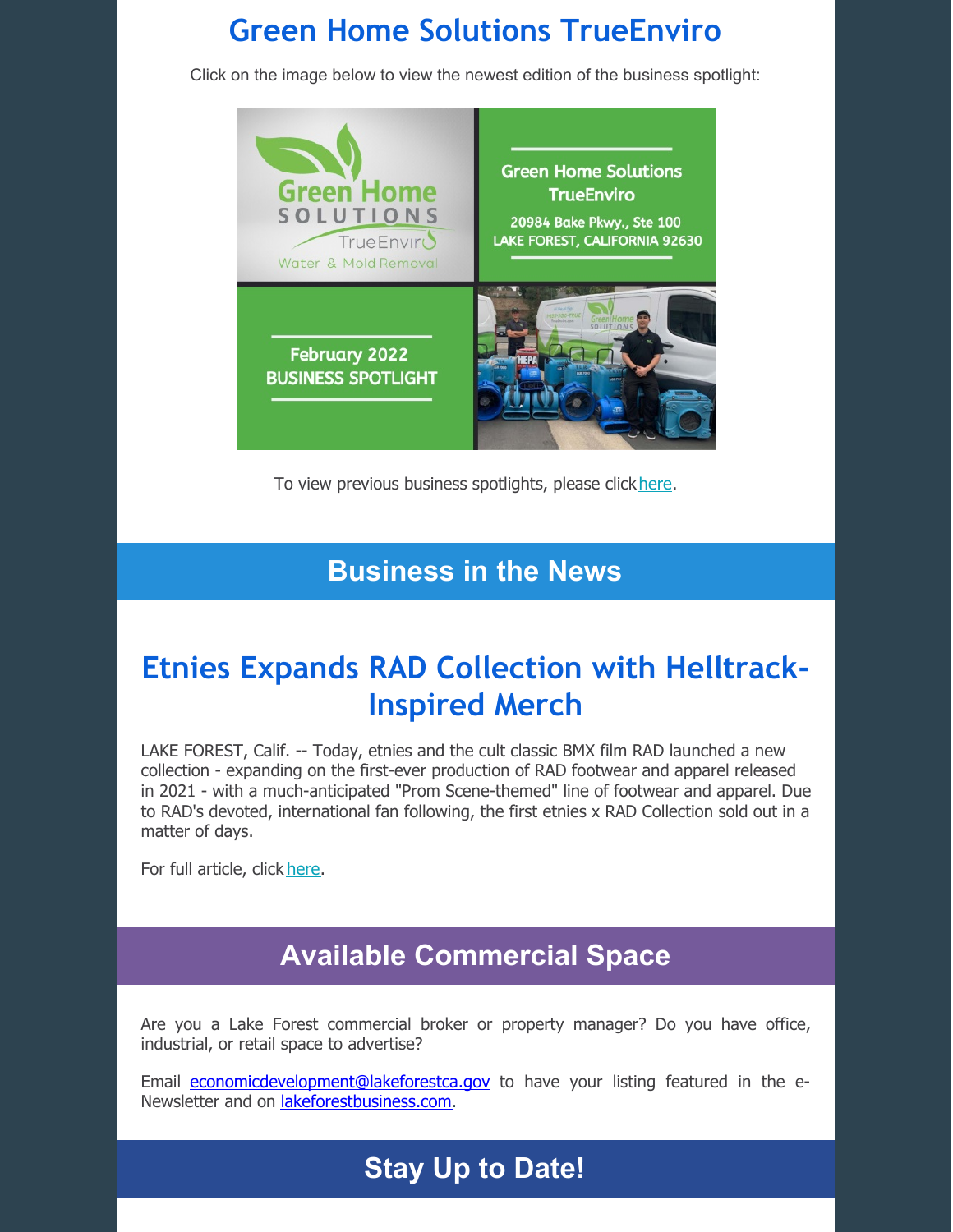# Green Home Solutions TrueEnviro

Click on the image below to view the newest edition of the business spotlight:

Green Home Solutions TrueEnviro
20984 Bake Pkwy., Ste 100
LAKE FOREST, CALIFORNIA 92630

February 2022
BUSINESS SPOTLIGHT

To view previous business spotlights, please click here.

## Business in the News

# Etnies Expands RAD Collection with Helltrack-Inspired Merch

LAKE FOREST, Calif. -- Today, etnies and the cult classic BMX film RAD launched a new collection - expanding on the first-ever production of RAD footwear and apparel released in 2021 - with a much-anticipated "Prom Scene-themed" line of footwear and apparel. Due to RAD's devoted, international fan following, the first etnies x RAD Collection sold out in a matter of days.

For full article, click here.

## Available Commercial Space

Are you a Lake Forest commercial broker or property manager? Do you have office, industrial, or retail space to advertise?

Email economicdevelopment@lakeforestca.gov to have your listing featured in the e-Newsletter and on lakeforestbusiness.com.

## Stay Up to Date!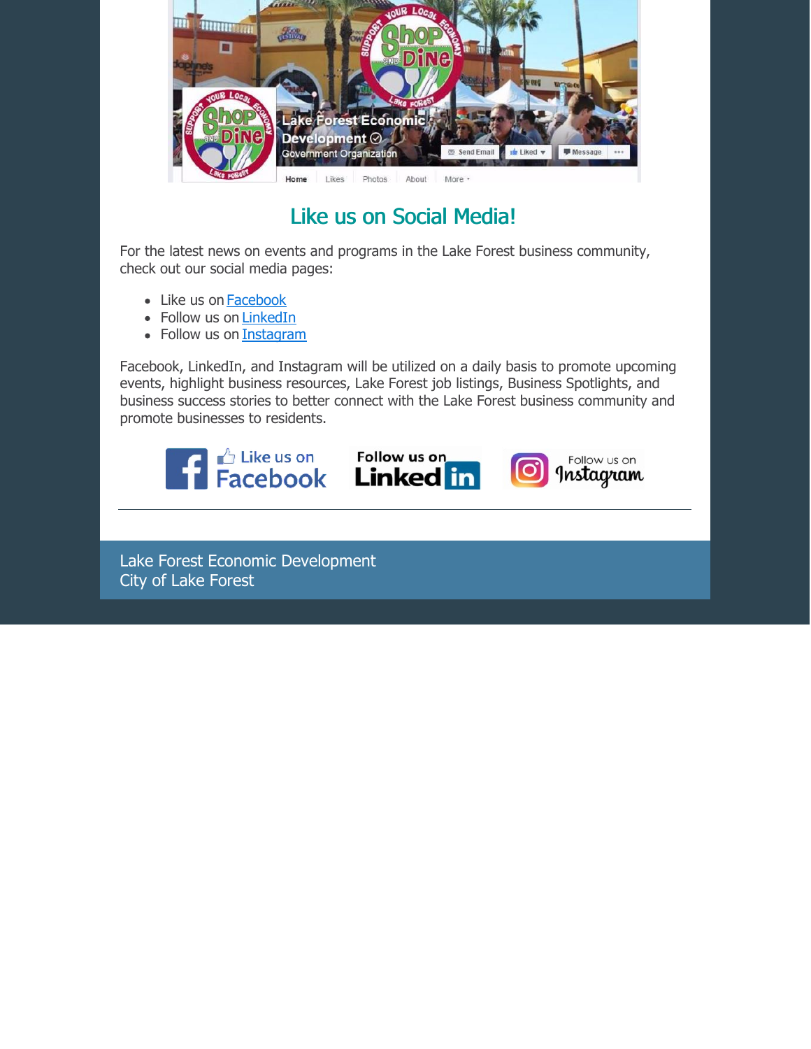## Like us on Social Media!

For the latest news on events and programs in the Lake Forest business community, check out our social media pages:

- Like us on Facebook
- Follow us on LinkedIn
- Follow us on Instagram

Facebook, LinkedIn, and Instagram will be utilized on a daily basis to promote upcoming events, highlight business resources, Lake Forest job listings, Business Spotlights, and business success stories to better connect with the Lake Forest business community and promote businesses to residents.

---

Lake Forest Economic Development
City of Lake Forest